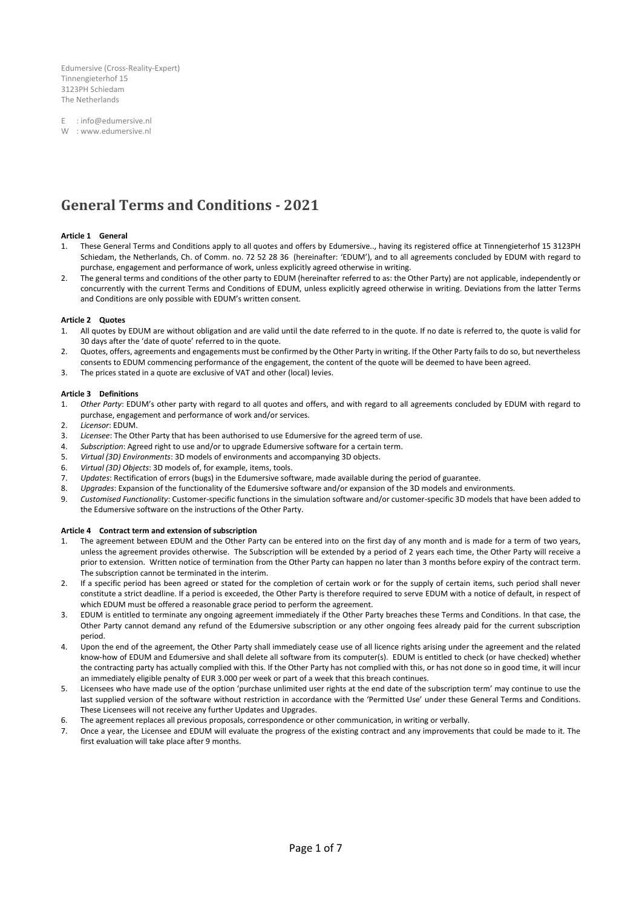Edumersive (Cross-Reality-Expert)
Tinnengieterhof 15
3123PH Schiedam
The Netherlands

E : info@edumersive.nl
W : www.edumersive.nl

# General Terms and Conditions - 2021

**Article 1 General**

1. These General Terms and Conditions apply to all quotes and offers by Edumersive.., having its registered office at Tinnengieterhof 15 3123PH Schiedam, the Netherlands, Ch. of Comm. no. 72 52 28 36 (hereinafter: 'EDUM'), and to all agreements concluded by EDUM with regard to purchase, engagement and performance of work, unless explicitly agreed otherwise in writing.
2. The general terms and conditions of the other party to EDUM (hereinafter referred to as: the Other Party) are not applicable, independently or concurrently with the current Terms and Conditions of EDUM, unless explicitly agreed otherwise in writing. Deviations from the latter Terms and Conditions are only possible with EDUM's written consent.

**Article 2 Quotes**

1. All quotes by EDUM are without obligation and are valid until the date referred to in the quote. If no date is referred to, the quote is valid for 30 days after the 'date of quote' referred to in the quote.
2. Quotes, offers, agreements and engagements must be confirmed by the Other Party in writing. If the Other Party fails to do so, but nevertheless consents to EDUM commencing performance of the engagement, the content of the quote will be deemed to have been agreed.
3. The prices stated in a quote are exclusive of VAT and other (local) levies.

**Article 3 Definitions**

1. *Other Party*: EDUM's other party with regard to all quotes and offers, and with regard to all agreements concluded by EDUM with regard to purchase, engagement and performance of work and/or services.
2. *Licensor*: EDUM.
3. *Licensee*: The Other Party that has been authorised to use Edumersive for the agreed term of use.
4. *Subscription*: Agreed right to use and/or to upgrade Edumersive software for a certain term.
5. *Virtual (3D) Environments*: 3D models of environments and accompanying 3D objects.
6. *Virtual (3D) Objects*: 3D models of, for example, items, tools.
7. *Updates*: Rectification of errors (bugs) in the Edumersive software, made available during the period of guarantee.
8. *Upgrades*: Expansion of the functionality of the Edumersive software and/or expansion of the 3D models and environments.
9. *Customised Functionality*: Customer-specific functions in the simulation software and/or customer-specific 3D models that have been added to the Edumersive software on the instructions of the Other Party.

**Article 4 Contract term and extension of subscription**

1. The agreement between EDUM and the Other Party can be entered into on the first day of any month and is made for a term of two years, unless the agreement provides otherwise. The Subscription will be extended by a period of 2 years each time, the Other Party will receive a prior to extension. Written notice of termination from the Other Party can happen no later than 3 months before expiry of the contract term. The subscription cannot be terminated in the interim.
2. If a specific period has been agreed or stated for the completion of certain work or for the supply of certain items, such period shall never constitute a strict deadline. If a period is exceeded, the Other Party is therefore required to serve EDUM with a notice of default, in respect of which EDUM must be offered a reasonable grace period to perform the agreement.
3. EDUM is entitled to terminate any ongoing agreement immediately if the Other Party breaches these Terms and Conditions. In that case, the Other Party cannot demand any refund of the Edumersive subscription or any other ongoing fees already paid for the current subscription period.
4. Upon the end of the agreement, the Other Party shall immediately cease use of all licence rights arising under the agreement and the related know-how of EDUM and Edumersive and shall delete all software from its computer(s). EDUM is entitled to check (or have checked) whether the contracting party has actually complied with this. If the Other Party has not complied with this, or has not done so in good time, it will incur an immediately eligible penalty of EUR 3.000 per week or part of a week that this breach continues.
5. Licensees who have made use of the option 'purchase unlimited user rights at the end date of the subscription term' may continue to use the last supplied version of the software without restriction in accordance with the 'Permitted Use' under these General Terms and Conditions. These Licensees will not receive any further Updates and Upgrades.
6. The agreement replaces all previous proposals, correspondence or other communication, in writing or verbally.
7. Once a year, the Licensee and EDUM will evaluate the progress of the existing contract and any improvements that could be made to it. The first evaluation will take place after 9 months.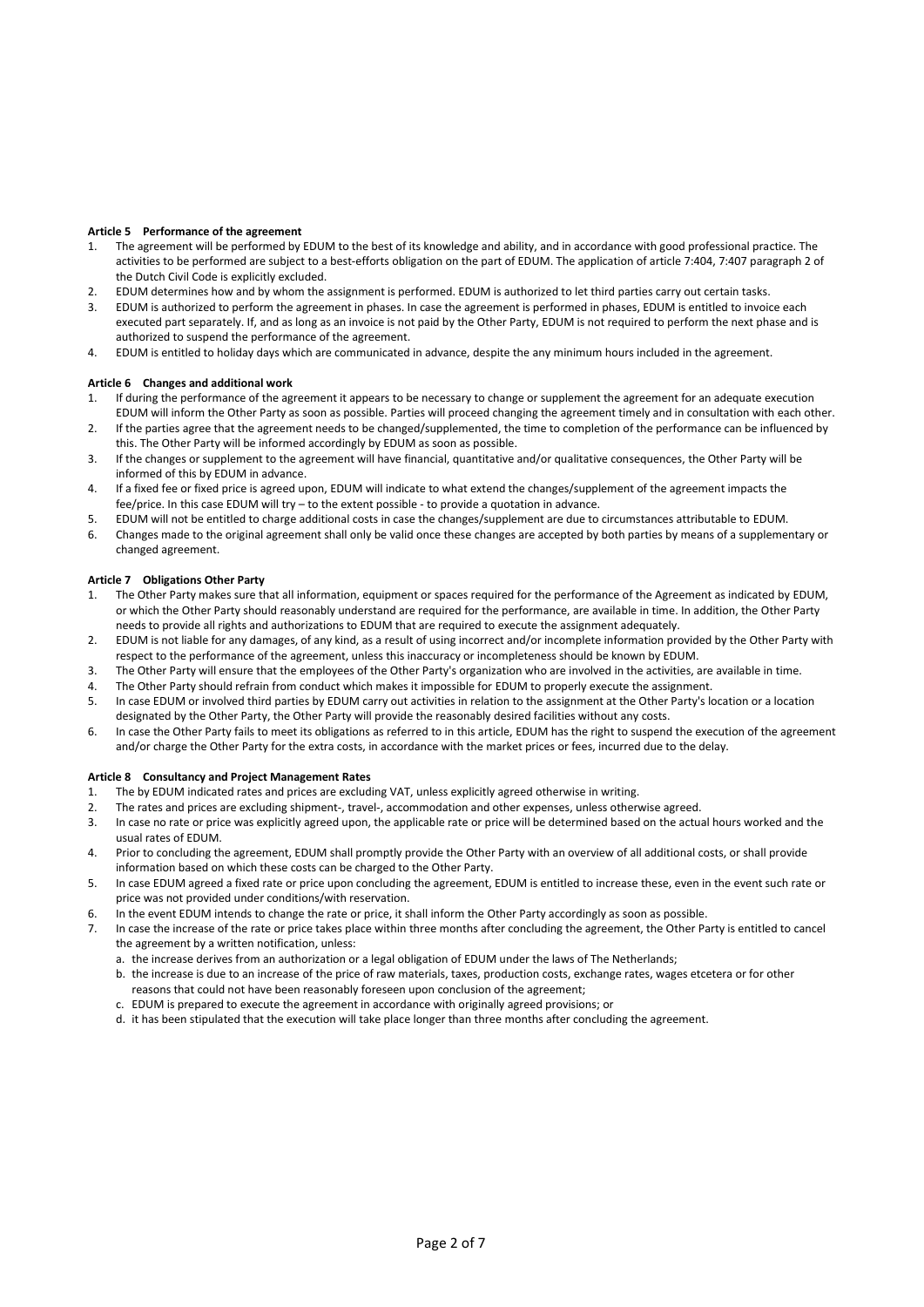**Article 5 Performance of the agreement**

1. The agreement will be performed by EDUM to the best of its knowledge and ability, and in accordance with good professional practice. The activities to be performed are subject to a best-efforts obligation on the part of EDUM. The application of article 7:404, 7:407 paragraph 2 of the Dutch Civil Code is explicitly excluded.
2. EDUM determines how and by whom the assignment is performed. EDUM is authorized to let third parties carry out certain tasks.
3. EDUM is authorized to perform the agreement in phases. In case the agreement is performed in phases, EDUM is entitled to invoice each executed part separately. If, and as long as an invoice is not paid by the Other Party, EDUM is not required to perform the next phase and is authorized to suspend the performance of the agreement.
4. EDUM is entitled to holiday days which are communicated in advance, despite the any minimum hours included in the agreement.

**Article 6 Changes and additional work**

1. If during the performance of the agreement it appears to be necessary to change or supplement the agreement for an adequate execution EDUM will inform the Other Party as soon as possible. Parties will proceed changing the agreement timely and in consultation with each other.
2. If the parties agree that the agreement needs to be changed/supplemented, the time to completion of the performance can be influenced by this. The Other Party will be informed accordingly by EDUM as soon as possible.
3. If the changes or supplement to the agreement will have financial, quantitative and/or qualitative consequences, the Other Party will be informed of this by EDUM in advance.
4. If a fixed fee or fixed price is agreed upon, EDUM will indicate to what extend the changes/supplement of the agreement impacts the fee/price. In this case EDUM will try – to the extent possible - to provide a quotation in advance.
5. EDUM will not be entitled to charge additional costs in case the changes/supplement are due to circumstances attributable to EDUM.
6. Changes made to the original agreement shall only be valid once these changes are accepted by both parties by means of a supplementary or changed agreement.

**Article 7 Obligations Other Party**

1. The Other Party makes sure that all information, equipment or spaces required for the performance of the Agreement as indicated by EDUM, or which the Other Party should reasonably understand are required for the performance, are available in time. In addition, the Other Party needs to provide all rights and authorizations to EDUM that are required to execute the assignment adequately.
2. EDUM is not liable for any damages, of any kind, as a result of using incorrect and/or incomplete information provided by the Other Party with respect to the performance of the agreement, unless this inaccuracy or incompleteness should be known by EDUM.
3. The Other Party will ensure that the employees of the Other Party's organization who are involved in the activities, are available in time.
4. The Other Party should refrain from conduct which makes it impossible for EDUM to properly execute the assignment.
5. In case EDUM or involved third parties by EDUM carry out activities in relation to the assignment at the Other Party's location or a location designated by the Other Party, the Other Party will provide the reasonably desired facilities without any costs.
6. In case the Other Party fails to meet its obligations as referred to in this article, EDUM has the right to suspend the execution of the agreement and/or charge the Other Party for the extra costs, in accordance with the market prices or fees, incurred due to the delay.

**Article 8 Consultancy and Project Management Rates**

1. The by EDUM indicated rates and prices are excluding VAT, unless explicitly agreed otherwise in writing.
2. The rates and prices are excluding shipment-, travel-, accommodation and other expenses, unless otherwise agreed.
3. In case no rate or price was explicitly agreed upon, the applicable rate or price will be determined based on the actual hours worked and the usual rates of EDUM.
4. Prior to concluding the agreement, EDUM shall promptly provide the Other Party with an overview of all additional costs, or shall provide information based on which these costs can be charged to the Other Party.
5. In case EDUM agreed a fixed rate or price upon concluding the agreement, EDUM is entitled to increase these, even in the event such rate or price was not provided under conditions/with reservation.
6. In the event EDUM intends to change the rate or price, it shall inform the Other Party accordingly as soon as possible.
7. In case the increase of the rate or price takes place within three months after concluding the agreement, the Other Party is entitled to cancel the agreement by a written notification, unless:
   a. the increase derives from an authorization or a legal obligation of EDUM under the laws of The Netherlands;
   b. the increase is due to an increase of the price of raw materials, taxes, production costs, exchange rates, wages etcetera or for other reasons that could not have been reasonably foreseen upon conclusion of the agreement;
   c. EDUM is prepared to execute the agreement in accordance with originally agreed provisions; or
   d. it has been stipulated that the execution will take place longer than three months after concluding the agreement.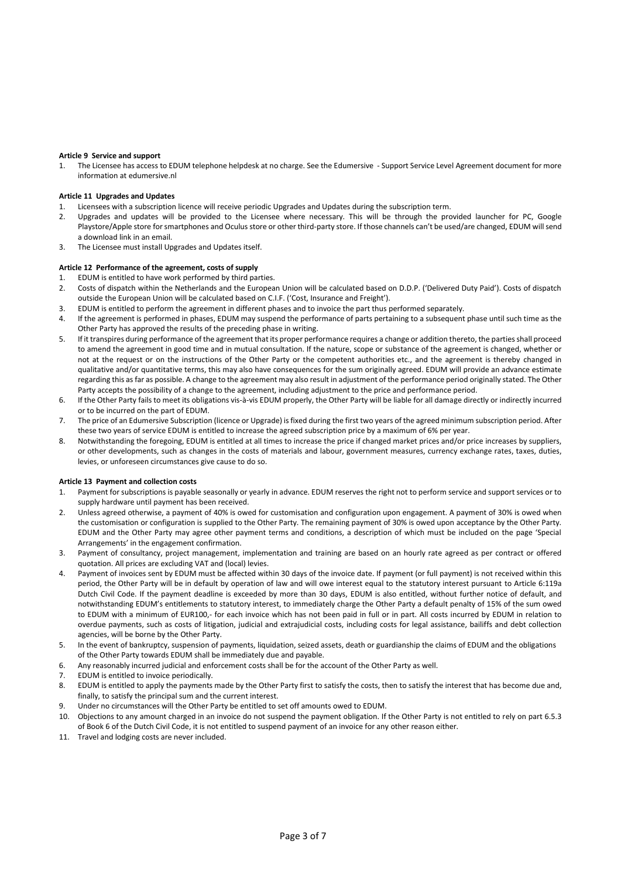**Article 9 Service and support**

1. The Licensee has access to EDUM telephone helpdesk at no charge. See the Edumersive - Support Service Level Agreement document for more information at edumersive.nl

**Article 11 Upgrades and Updates**

1. Licensees with a subscription licence will receive periodic Upgrades and Updates during the subscription term.
2. Upgrades and updates will be provided to the Licensee where necessary. This will be through the provided launcher for PC, Google Playstore/Apple store for smartphones and Oculus store or other third-party store. If those channels can't be used/are changed, EDUM will send a download link in an email.
3. The Licensee must install Upgrades and Updates itself.

**Article 12 Performance of the agreement, costs of supply**

1. EDUM is entitled to have work performed by third parties.
2. Costs of dispatch within the Netherlands and the European Union will be calculated based on D.D.P. ('Delivered Duty Paid'). Costs of dispatch outside the European Union will be calculated based on C.I.F. ('Cost, Insurance and Freight').
3. EDUM is entitled to perform the agreement in different phases and to invoice the part thus performed separately.
4. If the agreement is performed in phases, EDUM may suspend the performance of parts pertaining to a subsequent phase until such time as the Other Party has approved the results of the preceding phase in writing.
5. If it transpires during performance of the agreement that its proper performance requires a change or addition thereto, the parties shall proceed to amend the agreement in good time and in mutual consultation. If the nature, scope or substance of the agreement is changed, whether or not at the request or on the instructions of the Other Party or the competent authorities etc., and the agreement is thereby changed in qualitative and/or quantitative terms, this may also have consequences for the sum originally agreed. EDUM will provide an advance estimate regarding this as far as possible. A change to the agreement may also result in adjustment of the performance period originally stated. The Other Party accepts the possibility of a change to the agreement, including adjustment to the price and performance period.
6. If the Other Party fails to meet its obligations vis-à-vis EDUM properly, the Other Party will be liable for all damage directly or indirectly incurred or to be incurred on the part of EDUM.
7. The price of an Edumersive Subscription (licence or Upgrade) is fixed during the first two years of the agreed minimum subscription period. After these two years of service EDUM is entitled to increase the agreed subscription price by a maximum of 6% per year.
8. Notwithstanding the foregoing, EDUM is entitled at all times to increase the price if changed market prices and/or price increases by suppliers, or other developments, such as changes in the costs of materials and labour, government measures, currency exchange rates, taxes, duties, levies, or unforeseen circumstances give cause to do so.

**Article 13 Payment and collection costs**

1. Payment for subscriptions is payable seasonally or yearly in advance. EDUM reserves the right not to perform service and support services or to supply hardware until payment has been received.
2. Unless agreed otherwise, a payment of 40% is owed for customisation and configuration upon engagement. A payment of 30% is owed when the customisation or configuration is supplied to the Other Party. The remaining payment of 30% is owed upon acceptance by the Other Party. EDUM and the Other Party may agree other payment terms and conditions, a description of which must be included on the page 'Special Arrangements' in the engagement confirmation.
3. Payment of consultancy, project management, implementation and training are based on an hourly rate agreed as per contract or offered quotation. All prices are excluding VAT and (local) levies.
4. Payment of invoices sent by EDUM must be affected within 30 days of the invoice date. If payment (or full payment) is not received within this period, the Other Party will be in default by operation of law and will owe interest equal to the statutory interest pursuant to Article 6:119a Dutch Civil Code. If the payment deadline is exceeded by more than 30 days, EDUM is also entitled, without further notice of default, and notwithstanding EDUM's entitlements to statutory interest, to immediately charge the Other Party a default penalty of 15% of the sum owed to EDUM with a minimum of EUR100,- for each invoice which has not been paid in full or in part. All costs incurred by EDUM in relation to overdue payments, such as costs of litigation, judicial and extrajudicial costs, including costs for legal assistance, bailiffs and debt collection agencies, will be borne by the Other Party.
5. In the event of bankruptcy, suspension of payments, liquidation, seized assets, death or guardianship the claims of EDUM and the obligations of the Other Party towards EDUM shall be immediately due and payable.
6. Any reasonably incurred judicial and enforcement costs shall be for the account of the Other Party as well.
7. EDUM is entitled to invoice periodically.
8. EDUM is entitled to apply the payments made by the Other Party first to satisfy the costs, then to satisfy the interest that has become due and, finally, to satisfy the principal sum and the current interest.
9. Under no circumstances will the Other Party be entitled to set off amounts owed to EDUM.
10. Objections to any amount charged in an invoice do not suspend the payment obligation. If the Other Party is not entitled to rely on part 6.5.3 of Book 6 of the Dutch Civil Code, it is not entitled to suspend payment of an invoice for any other reason either.
11. Travel and lodging costs are never included.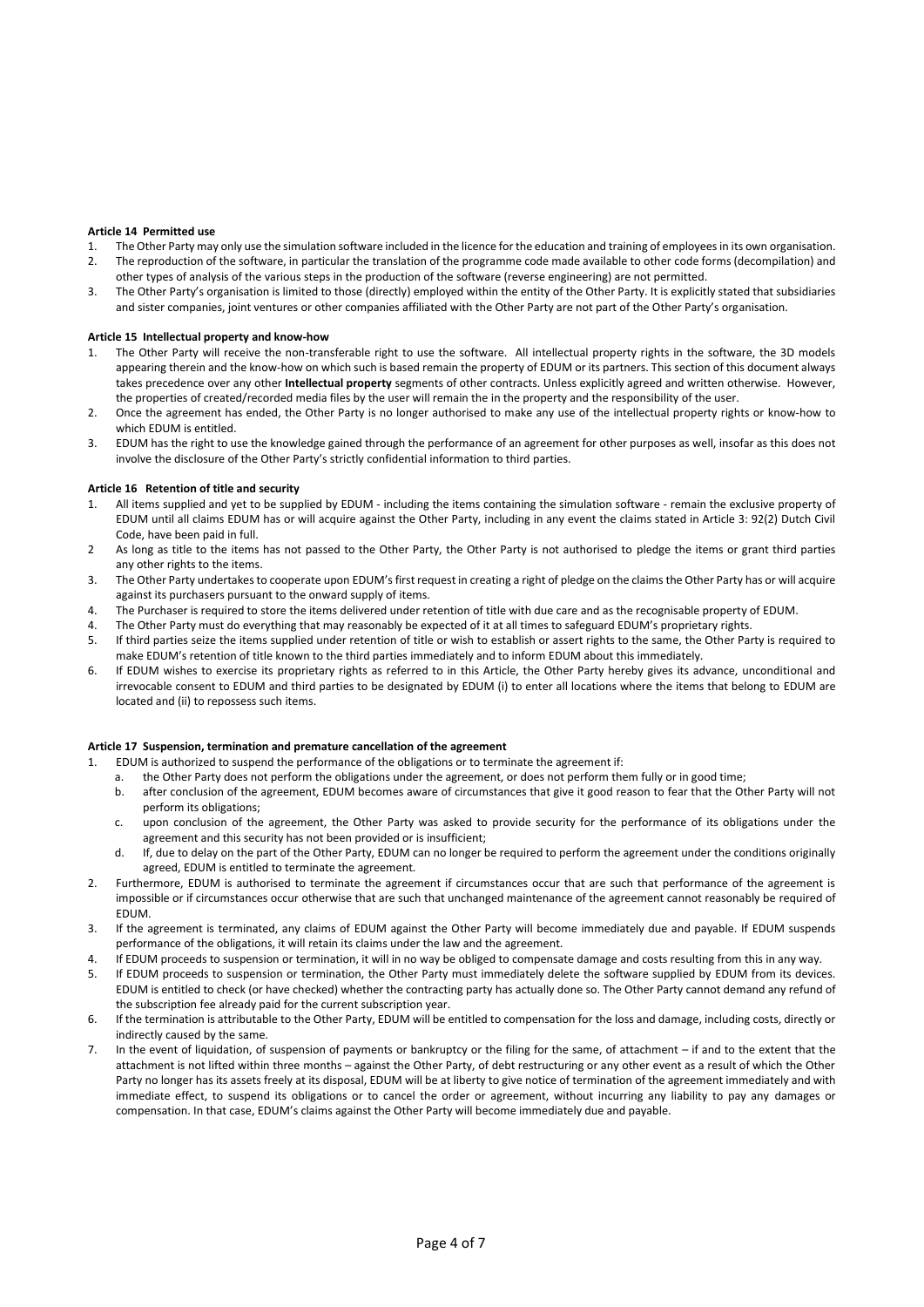**Article 14 Permitted use**

1. The Other Party may only use the simulation software included in the licence for the education and training of employees in its own organisation.
2. The reproduction of the software, in particular the translation of the programme code made available to other code forms (decompilation) and other types of analysis of the various steps in the production of the software (reverse engineering) are not permitted.
3. The Other Party's organisation is limited to those (directly) employed within the entity of the Other Party. It is explicitly stated that subsidiaries and sister companies, joint ventures or other companies affiliated with the Other Party are not part of the Other Party's organisation.

**Article 15 Intellectual property and know-how**

1. The Other Party will receive the non-transferable right to use the software. All intellectual property rights in the software, the 3D models appearing therein and the know-how on which such is based remain the property of EDUM or its partners. This section of this document always takes precedence over any other **Intellectual property** segments of other contracts. Unless explicitly agreed and written otherwise. However, the properties of created/recorded media files by the user will remain the in the property and the responsibility of the user.
2. Once the agreement has ended, the Other Party is no longer authorised to make any use of the intellectual property rights or know-how to which EDUM is entitled.
3. EDUM has the right to use the knowledge gained through the performance of an agreement for other purposes as well, insofar as this does not involve the disclosure of the Other Party's strictly confidential information to third parties.

**Article 16 Retention of title and security**

1. All items supplied and yet to be supplied by EDUM - including the items containing the simulation software - remain the exclusive property of EDUM until all claims EDUM has or will acquire against the Other Party, including in any event the claims stated in Article 3: 92(2) Dutch Civil Code, have been paid in full.
2. As long as title to the items has not passed to the Other Party, the Other Party is not authorised to pledge the items or grant third parties any other rights to the items.
3. The Other Party undertakes to cooperate upon EDUM's first request in creating a right of pledge on the claims the Other Party has or will acquire against its purchasers pursuant to the onward supply of items.
4. The Purchaser is required to store the items delivered under retention of title with due care and as the recognisable property of EDUM.
4. The Other Party must do everything that may reasonably be expected of it at all times to safeguard EDUM's proprietary rights.
5. If third parties seize the items supplied under retention of title or wish to establish or assert rights to the same, the Other Party is required to make EDUM's retention of title known to the third parties immediately and to inform EDUM about this immediately.
6. If EDUM wishes to exercise its proprietary rights as referred to in this Article, the Other Party hereby gives its advance, unconditional and irrevocable consent to EDUM and third parties to be designated by EDUM (i) to enter all locations where the items that belong to EDUM are located and (ii) to repossess such items.

**Article 17 Suspension, termination and premature cancellation of the agreement**

1. EDUM is authorized to suspend the performance of the obligations or to terminate the agreement if:
   a. the Other Party does not perform the obligations under the agreement, or does not perform them fully or in good time;
   b. after conclusion of the agreement, EDUM becomes aware of circumstances that give it good reason to fear that the Other Party will not perform its obligations;
   c. upon conclusion of the agreement, the Other Party was asked to provide security for the performance of its obligations under the agreement and this security has not been provided or is insufficient;
   d. If, due to delay on the part of the Other Party, EDUM can no longer be required to perform the agreement under the conditions originally agreed, EDUM is entitled to terminate the agreement.
2. Furthermore, EDUM is authorised to terminate the agreement if circumstances occur that are such that performance of the agreement is impossible or if circumstances occur otherwise that are such that unchanged maintenance of the agreement cannot reasonably be required of EDUM.
3. If the agreement is terminated, any claims of EDUM against the Other Party will become immediately due and payable. If EDUM suspends performance of the obligations, it will retain its claims under the law and the agreement.
4. If EDUM proceeds to suspension or termination, it will in no way be obliged to compensate damage and costs resulting from this in any way.
5. If EDUM proceeds to suspension or termination, the Other Party must immediately delete the software supplied by EDUM from its devices. EDUM is entitled to check (or have checked) whether the contracting party has actually done so. The Other Party cannot demand any refund of the subscription fee already paid for the current subscription year.
6. If the termination is attributable to the Other Party, EDUM will be entitled to compensation for the loss and damage, including costs, directly or indirectly caused by the same.
7. In the event of liquidation, of suspension of payments or bankruptcy or the filing for the same, of attachment – if and to the extent that the attachment is not lifted within three months – against the Other Party, of debt restructuring or any other event as a result of which the Other Party no longer has its assets freely at its disposal, EDUM will be at liberty to give notice of termination of the agreement immediately and with immediate effect, to suspend its obligations or to cancel the order or agreement, without incurring any liability to pay any damages or compensation. In that case, EDUM's claims against the Other Party will become immediately due and payable.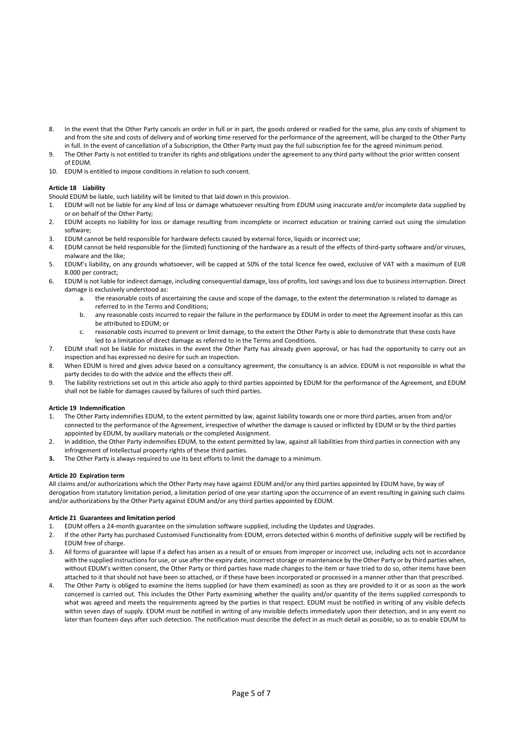8. In the event that the Other Party cancels an order in full or in part, the goods ordered or readied for the same, plus any costs of shipment to and from the site and costs of delivery and of working time reserved for the performance of the agreement, will be charged to the Other Party in full. In the event of cancellation of a Subscription, the Other Party must pay the full subscription fee for the agreed minimum period.
9. The Other Party is not entitled to transfer its rights and obligations under the agreement to any third party without the prior written consent of EDUM.
10. EDUM is entitled to impose conditions in relation to such consent.

**Article 18 Liability**

Should EDUM be liable, such liability will be limited to that laid down in this provision.

1. EDUM will not be liable for any kind of loss or damage whatsoever resulting from EDUM using inaccurate and/or incomplete data supplied by or on behalf of the Other Party;
2. EDUM accepts no liability for loss or damage resulting from incomplete or incorrect education or training carried out using the simulation software;
3. EDUM cannot be held responsible for hardware defects caused by external force, liquids or incorrect use;
4. EDUM cannot be held responsible for the (limited) functioning of the hardware as a result of the effects of third-party software and/or viruses, malware and the like;
5. EDUM's liability, on any grounds whatsoever, will be capped at 50% of the total licence fee owed, exclusive of VAT with a maximum of EUR 8.000 per contract;
6. EDUM is not liable for indirect damage, including consequential damage, loss of profits, lost savings and loss due to business interruption. Direct damage is exclusively understood as:
   a. the reasonable costs of ascertaining the cause and scope of the damage, to the extent the determination is related to damage as referred to in the Terms and Conditions;
   b. any reasonable costs incurred to repair the failure in the performance by EDUM in order to meet the Agreement insofar as this can be attributed to EDUM; or
   c. reasonable costs incurred to prevent or limit damage, to the extent the Other Party is able to demonstrate that these costs have led to a limitation of direct damage as referred to in the Terms and Conditions.
7. EDUM shall not be liable for mistakes in the event the Other Party has already given approval, or has had the opportunity to carry out an inspection and has expressed no desire for such an inspection.
8. When EDUM is hired and gives advice based on a consultancy agreement, the consultancy is an advice. EDUM is not responsible in what the party decides to do with the advice and the effects their off.
9. The liability restrictions set out in this article also apply to third parties appointed by EDUM for the performance of the Agreement, and EDUM shall not be liable for damages caused by failures of such third parties.

**Article 19 Indemnification**

1. The Other Party indemnifies EDUM, to the extent permitted by law, against liability towards one or more third parties, arisen from and/or connected to the performance of the Agreement, irrespective of whether the damage is caused or inflicted by EDUM or by the third parties appointed by EDUM, by auxiliary materials or the completed Assignment.
2. In addition, the Other Party indemnifies EDUM, to the extent permitted by law, against all liabilities from third parties in connection with any infringement of Intellectual property rights of these third parties.
3. The Other Party is always required to use its best efforts to limit the damage to a minimum.

**Article 20 Expiration term**

All claims and/or authorizations which the Other Party may have against EDUM and/or any third parties appointed by EDUM have, by way of derogation from statutory limitation period, a limitation period of one year starting upon the occurrence of an event resulting in gaining such claims and/or authorizations by the Other Party against EDUM and/or any third parties appointed by EDUM.

**Article 21 Guarantees and limitation period**

1. EDUM offers a 24-month guarantee on the simulation software supplied, including the Updates and Upgrades.
2. If the other Party has purchased Customised Functionality from EDUM, errors detected within 6 months of definitive supply will be rectified by EDUM free of charge.
3. All forms of guarantee will lapse if a defect has arisen as a result of or ensues from improper or incorrect use, including acts not in accordance with the supplied instructions for use, or use after the expiry date, incorrect storage or maintenance by the Other Party or by third parties when, without EDUM's written consent, the Other Party or third parties have made changes to the item or have tried to do so, other items have been attached to it that should not have been so attached, or if these have been incorporated or processed in a manner other than that prescribed.
4. The Other Party is obliged to examine the items supplied (or have them examined) as soon as they are provided to it or as soon as the work concerned is carried out. This includes the Other Party examining whether the quality and/or quantity of the items supplied corresponds to what was agreed and meets the requirements agreed by the parties in that respect. EDUM must be notified in writing of any visible defects within seven days of supply. EDUM must be notified in writing of any invisible defects immediately upon their detection, and in any event no later than fourteen days after such detection. The notification must describe the defect in as much detail as possible, so as to enable EDUM to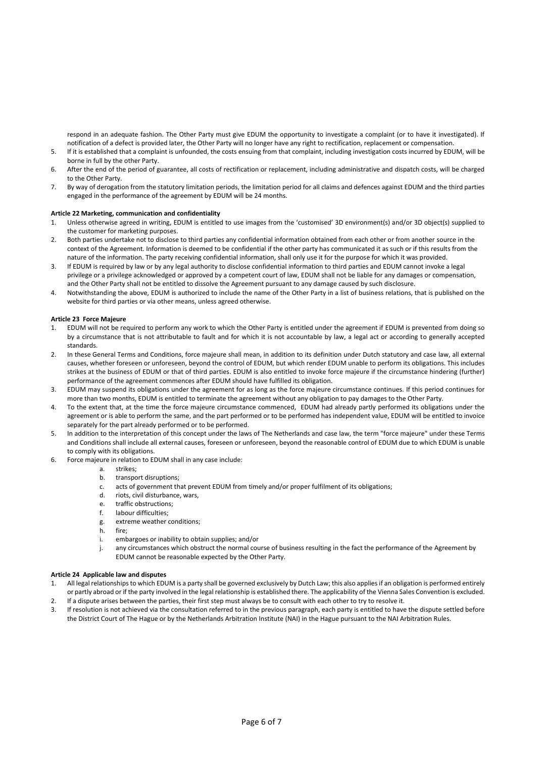respond in an adequate fashion. The Other Party must give EDUM the opportunity to investigate a complaint (or to have it investigated). If notification of a defect is provided later, the Other Party will no longer have any right to rectification, replacement or compensation.

5. If it is established that a complaint is unfounded, the costs ensuing from that complaint, including investigation costs incurred by EDUM, will be borne in full by the other Party.
6. After the end of the period of guarantee, all costs of rectification or replacement, including administrative and dispatch costs, will be charged to the Other Party.
7. By way of derogation from the statutory limitation periods, the limitation period for all claims and defences against EDUM and the third parties engaged in the performance of the agreement by EDUM will be 24 months.

**Article 22 Marketing, communication and confidentiality**

1. Unless otherwise agreed in writing, EDUM is entitled to use images from the 'customised' 3D environment(s) and/or 3D object(s) supplied to the customer for marketing purposes.
2. Both parties undertake not to disclose to third parties any confidential information obtained from each other or from another source in the context of the Agreement. Information is deemed to be confidential if the other party has communicated it as such or if this results from the nature of the information. The party receiving confidential information, shall only use it for the purpose for which it was provided.
3. If EDUM is required by law or by any legal authority to disclose confidential information to third parties and EDUM cannot invoke a legal privilege or a privilege acknowledged or approved by a competent court of law, EDUM shall not be liable for any damages or compensation, and the Other Party shall not be entitled to dissolve the Agreement pursuant to any damage caused by such disclosure.
4. Notwithstanding the above, EDUM is authorized to include the name of the Other Party in a list of business relations, that is published on the website for third parties or via other means, unless agreed otherwise.

**Article 23 Force Majeure**

1. EDUM will not be required to perform any work to which the Other Party is entitled under the agreement if EDUM is prevented from doing so by a circumstance that is not attributable to fault and for which it is not accountable by law, a legal act or according to generally accepted standards.
2. In these General Terms and Conditions, force majeure shall mean, in addition to its definition under Dutch statutory and case law, all external causes, whether foreseen or unforeseen, beyond the control of EDUM, but which render EDUM unable to perform its obligations. This includes strikes at the business of EDUM or that of third parties. EDUM is also entitled to invoke force majeure if the circumstance hindering (further) performance of the agreement commences after EDUM should have fulfilled its obligation.
3. EDUM may suspend its obligations under the agreement for as long as the force majeure circumstance continues. If this period continues for more than two months, EDUM is entitled to terminate the agreement without any obligation to pay damages to the Other Party.
4. To the extent that, at the time the force majeure circumstance commenced, EDUM had already partly performed its obligations under the agreement or is able to perform the same, and the part performed or to be performed has independent value, EDUM will be entitled to invoice separately for the part already performed or to be performed.
5. In addition to the interpretation of this concept under the laws of The Netherlands and case law, the term "force majeure" under these Terms and Conditions shall include all external causes, foreseen or unforeseen, beyond the reasonable control of EDUM due to which EDUM is unable to comply with its obligations.
6. Force majeure in relation to EDUM shall in any case include:
   a. strikes;
   b. transport disruptions;
   c. acts of government that prevent EDUM from timely and/or proper fulfilment of its obligations;
   d. riots, civil disturbance, wars,
   e. traffic obstructions;
   f. labour difficulties;
   g. extreme weather conditions;
   h. fire;
   i. embargoes or inability to obtain supplies; and/or
   j. any circumstances which obstruct the normal course of business resulting in the fact the performance of the Agreement by EDUM cannot be reasonable expected by the Other Party.

**Article 24 Applicable law and disputes**

1. All legal relationships to which EDUM is a party shall be governed exclusively by Dutch Law; this also applies if an obligation is performed entirely or partly abroad or if the party involved in the legal relationship is established there. The applicability of the Vienna Sales Convention is excluded.
2. If a dispute arises between the parties, their first step must always be to consult with each other to try to resolve it.
3. If resolution is not achieved via the consultation referred to in the previous paragraph, each party is entitled to have the dispute settled before the District Court of The Hague or by the Netherlands Arbitration Institute (NAI) in the Hague pursuant to the NAI Arbitration Rules.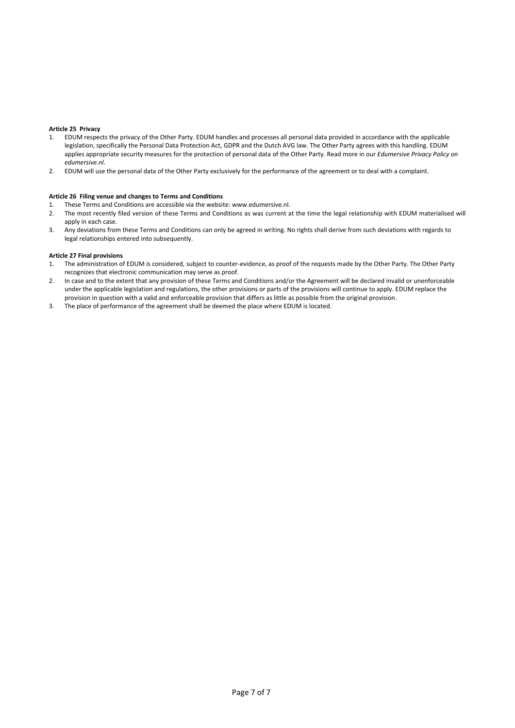**Article 25 Privacy**

1. EDUM respects the privacy of the Other Party. EDUM handles and processes all personal data provided in accordance with the applicable legislation, specifically the Personal Data Protection Act, GDPR and the Dutch AVG law. The Other Party agrees with this handling. EDUM applies appropriate security measures for the protection of personal data of the Other Party. Read more in our *Edumersive Privacy Policy on edumersive.nl*.
2. EDUM will use the personal data of the Other Party exclusively for the performance of the agreement or to deal with a complaint.

**Article 26 Filing venue and changes to Terms and Conditions**

1. These Terms and Conditions are accessible via the website: www.edumersive.nl.
2. The most recently filed version of these Terms and Conditions as was current at the time the legal relationship with EDUM materialised will apply in each case.
3. Any deviations from these Terms and Conditions can only be agreed in writing. No rights shall derive from such deviations with regards to legal relationships entered into subsequently.

**Article 27 Final provisions**

1. The administration of EDUM is considered, subject to counter-evidence, as proof of the requests made by the Other Party. The Other Party recognizes that electronic communication may serve as proof.
2. In case and to the extent that any provision of these Terms and Conditions and/or the Agreement will be declared invalid or unenforceable under the applicable legislation and regulations, the other provisions or parts of the provisions will continue to apply. EDUM replace the provision in question with a valid and enforceable provision that differs as little as possible from the original provision.
3. The place of performance of the agreement shall be deemed the place where EDUM is located.